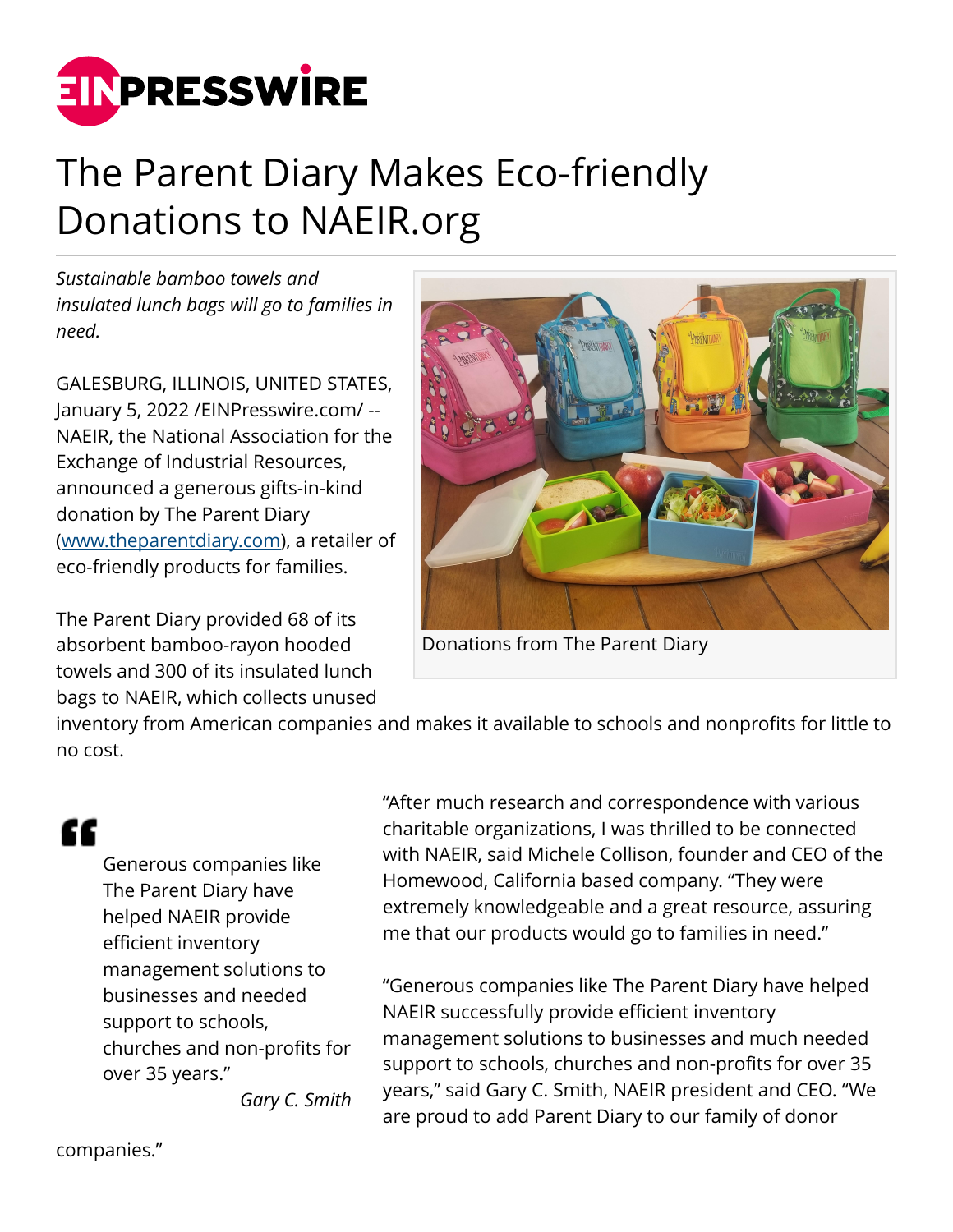# The Parent Diary Makes Eco-friendly Donations to NAEIR.org

*Sustainable bamboo towels and insulated lunch bags will go to families in need.*

GALESBURG, ILLINOIS, UNITED STATES, January 5, 2022 /EINPresswire.com/ -- NAEIR, the National Association for the Exchange of Industrial Resources, announced a generous gifts-in-kind donation by The Parent Diary (www.theparentdiary.com), a retailer of eco-friendly products for families.

Donations from The Parent Diary

The Parent Diary provided 68 of its absorbent bamboo-rayon hooded towels and 300 of its insulated lunch bags to NAEIR, which collects unused inventory from American companies and makes it available to schools and nonprofits for little to no cost.

> Generous companies like The Parent Diary have helped NAEIR provide efficient inventory management solutions to businesses and needed support to schools, churches and non-profits for over 35 years."
>
> *Gary C. Smith*

"After much research and correspondence with various charitable organizations, I was thrilled to be connected with NAEIR, said Michele Collison, founder and CEO of the Homewood, California based company. "They were extremely knowledgeable and a great resource, assuring me that our products would go to families in need."

"Generous companies like The Parent Diary have helped NAEIR successfully provide efficient inventory management solutions to businesses and much needed support to schools, churches and non-profits for over 35 years," said Gary C. Smith, NAEIR president and CEO. "We are proud to add Parent Diary to our family of donor companies."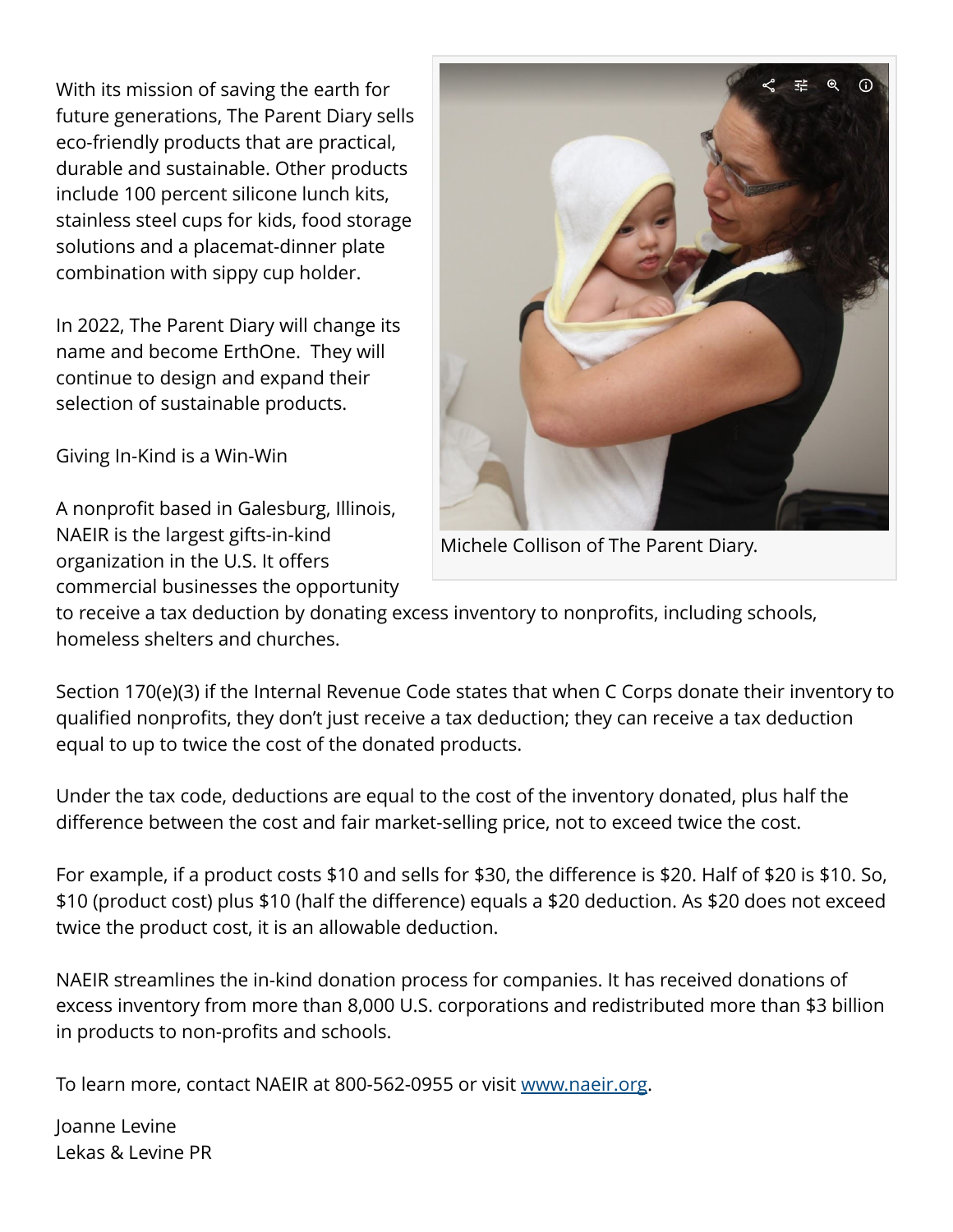With its mission of saving the earth for future generations, The Parent Diary sells eco-friendly products that are practical, durable and sustainable. Other products include 100 percent silicone lunch kits, stainless steel cups for kids, food storage solutions and a placemat-dinner plate combination with sippy cup holder.

In 2022, The Parent Diary will change its name and become ErthOne. They will continue to design and expand their selection of sustainable products.

Michele Collison of The Parent Diary.

Giving In-Kind is a Win-Win

A nonprofit based in Galesburg, Illinois, NAEIR is the largest gifts-in-kind organization in the U.S. It offers commercial businesses the opportunity to receive a tax deduction by donating excess inventory to nonprofits, including schools, homeless shelters and churches.

Section 170(e)(3) if the Internal Revenue Code states that when C Corps donate their inventory to qualified nonprofits, they don't just receive a tax deduction; they can receive a tax deduction equal to up to twice the cost of the donated products.

Under the tax code, deductions are equal to the cost of the inventory donated, plus half the difference between the cost and fair market-selling price, not to exceed twice the cost.

For example, if a product costs $10 and sells for $30, the difference is $20. Half of $20 is $10. So, $10 (product cost) plus $10 (half the difference) equals a $20 deduction. As $20 does not exceed twice the product cost, it is an allowable deduction.

NAEIR streamlines the in-kind donation process for companies. It has received donations of excess inventory from more than 8,000 U.S. corporations and redistributed more than $3 billion in products to non-profits and schools.

To learn more, contact NAEIR at 800-562-0955 or visit [www.naeir.org](http://www.naeir.org).

Joanne Levine
Lekas & Levine PR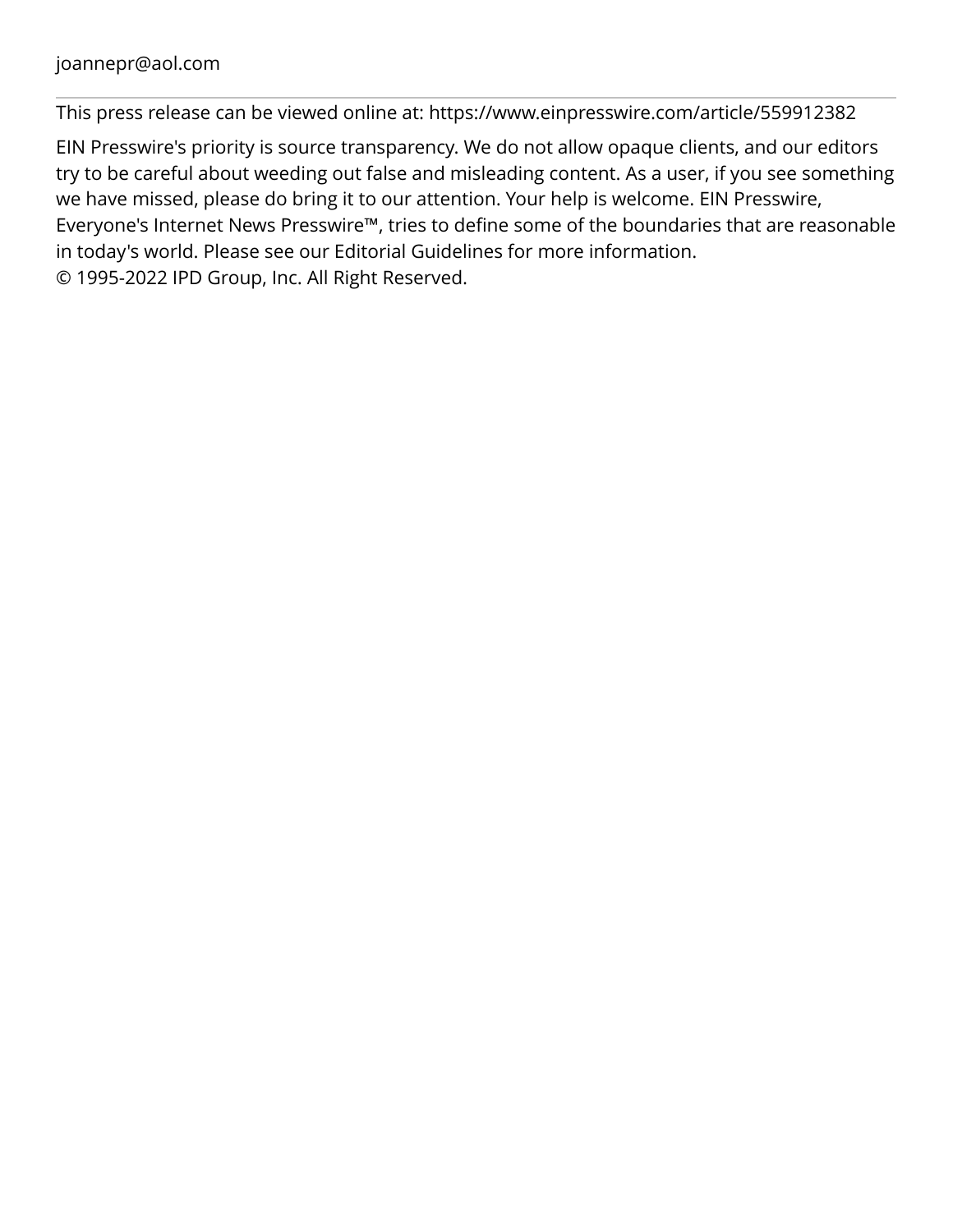joannepr@aol.com

---

This press release can be viewed online at: https://www.einpresswire.com/article/559912382

EIN Presswire's priority is source transparency. We do not allow opaque clients, and our editors try to be careful about weeding out false and misleading content. As a user, if you see something we have missed, please do bring it to our attention. Your help is welcome. EIN Presswire, Everyone's Internet News Presswire™, tries to define some of the boundaries that are reasonable in today's world. Please see our Editorial Guidelines for more information.
© 1995-2022 IPD Group, Inc. All Right Reserved.